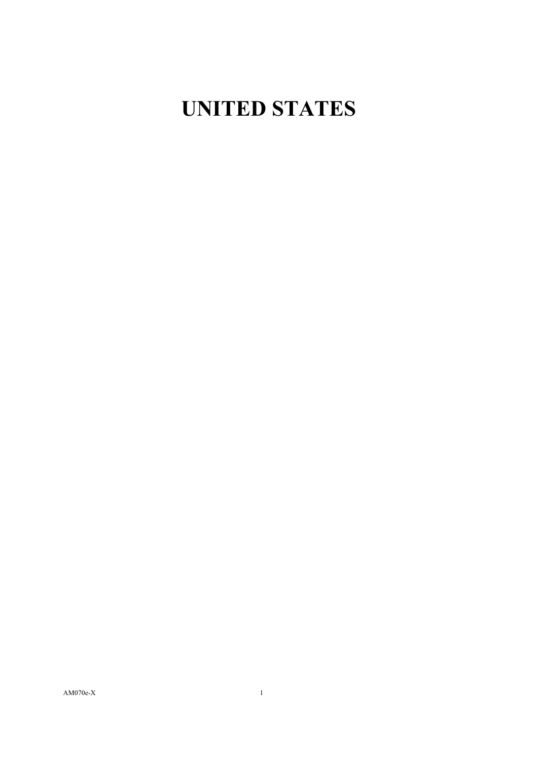# UNITED STATES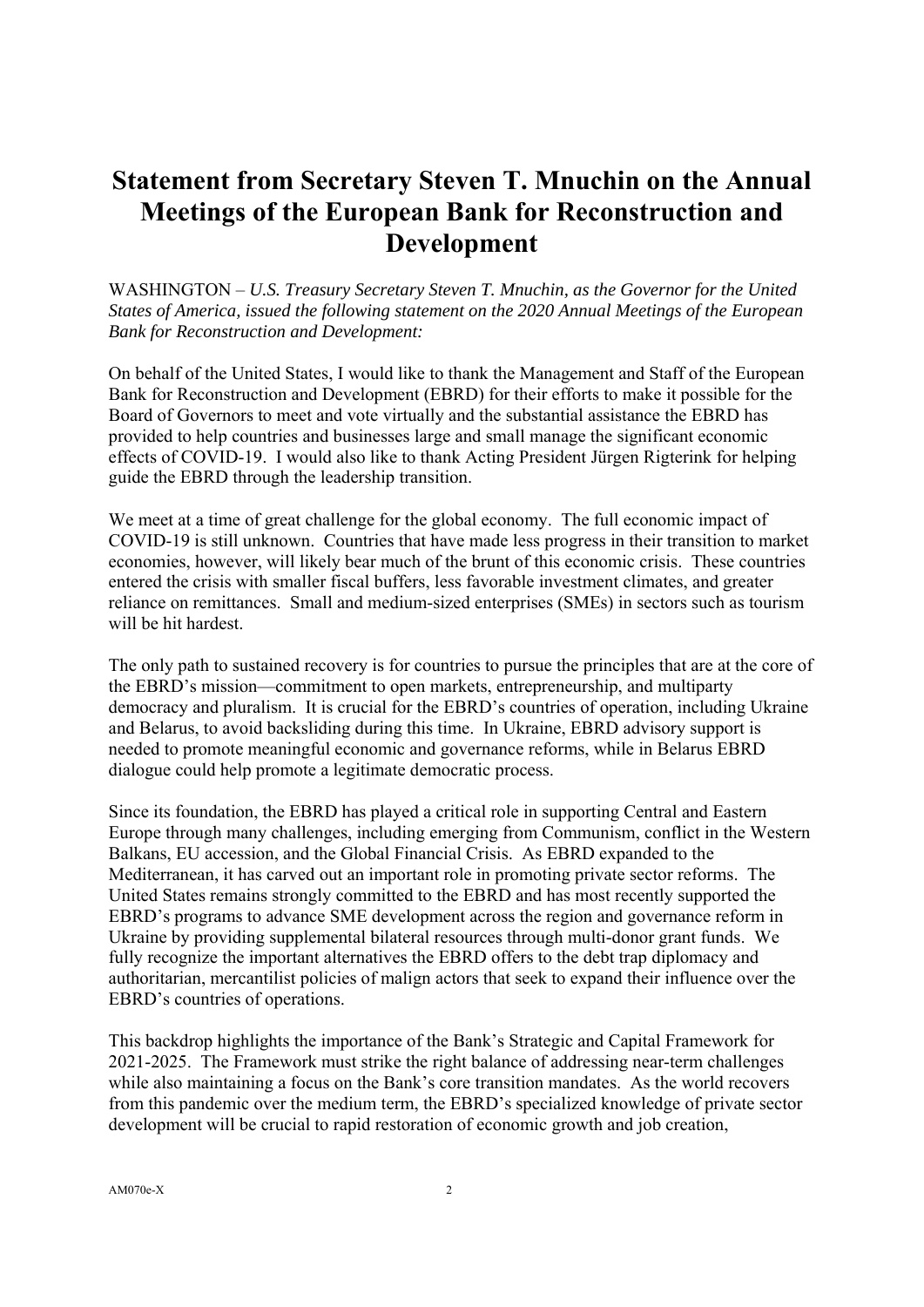# Statement from Secretary Steven T. Mnuchin on the Annual Meetings of the European Bank for Reconstruction and Development

WASHINGTON – *U.S. Treasury Secretary Steven T. Mnuchin, as the Governor for the United States of America, issued the following statement on the 2020 Annual Meetings of the European Bank for Reconstruction and Development:*

On behalf of the United States, I would like to thank the Management and Staff of the European Bank for Reconstruction and Development (EBRD) for their efforts to make it possible for the Board of Governors to meet and vote virtually and the substantial assistance the EBRD has provided to help countries and businesses large and small manage the significant economic effects of COVID-19. I would also like to thank Acting President Jürgen Rigterink for helping guide the EBRD through the leadership transition.

We meet at a time of great challenge for the global economy. The full economic impact of COVID-19 is still unknown. Countries that have made less progress in their transition to market economies, however, will likely bear much of the brunt of this economic crisis. These countries entered the crisis with smaller fiscal buffers, less favorable investment climates, and greater reliance on remittances. Small and medium-sized enterprises (SMEs) in sectors such as tourism will be hit hardest.

The only path to sustained recovery is for countries to pursue the principles that are at the core of the EBRD's mission—commitment to open markets, entrepreneurship, and multiparty democracy and pluralism. It is crucial for the EBRD's countries of operation, including Ukraine and Belarus, to avoid backsliding during this time. In Ukraine, EBRD advisory support is needed to promote meaningful economic and governance reforms, while in Belarus EBRD dialogue could help promote a legitimate democratic process.

Since its foundation, the EBRD has played a critical role in supporting Central and Eastern Europe through many challenges, including emerging from Communism, conflict in the Western Balkans, EU accession, and the Global Financial Crisis. As EBRD expanded to the Mediterranean, it has carved out an important role in promoting private sector reforms. The United States remains strongly committed to the EBRD and has most recently supported the EBRD's programs to advance SME development across the region and governance reform in Ukraine by providing supplemental bilateral resources through multi-donor grant funds. We fully recognize the important alternatives the EBRD offers to the debt trap diplomacy and authoritarian, mercantilist policies of malign actors that seek to expand their influence over the EBRD's countries of operations.

This backdrop highlights the importance of the Bank's Strategic and Capital Framework for 2021-2025. The Framework must strike the right balance of addressing near-term challenges while also maintaining a focus on the Bank's core transition mandates. As the world recovers from this pandemic over the medium term, the EBRD's specialized knowledge of private sector development will be crucial to rapid restoration of economic growth and job creation,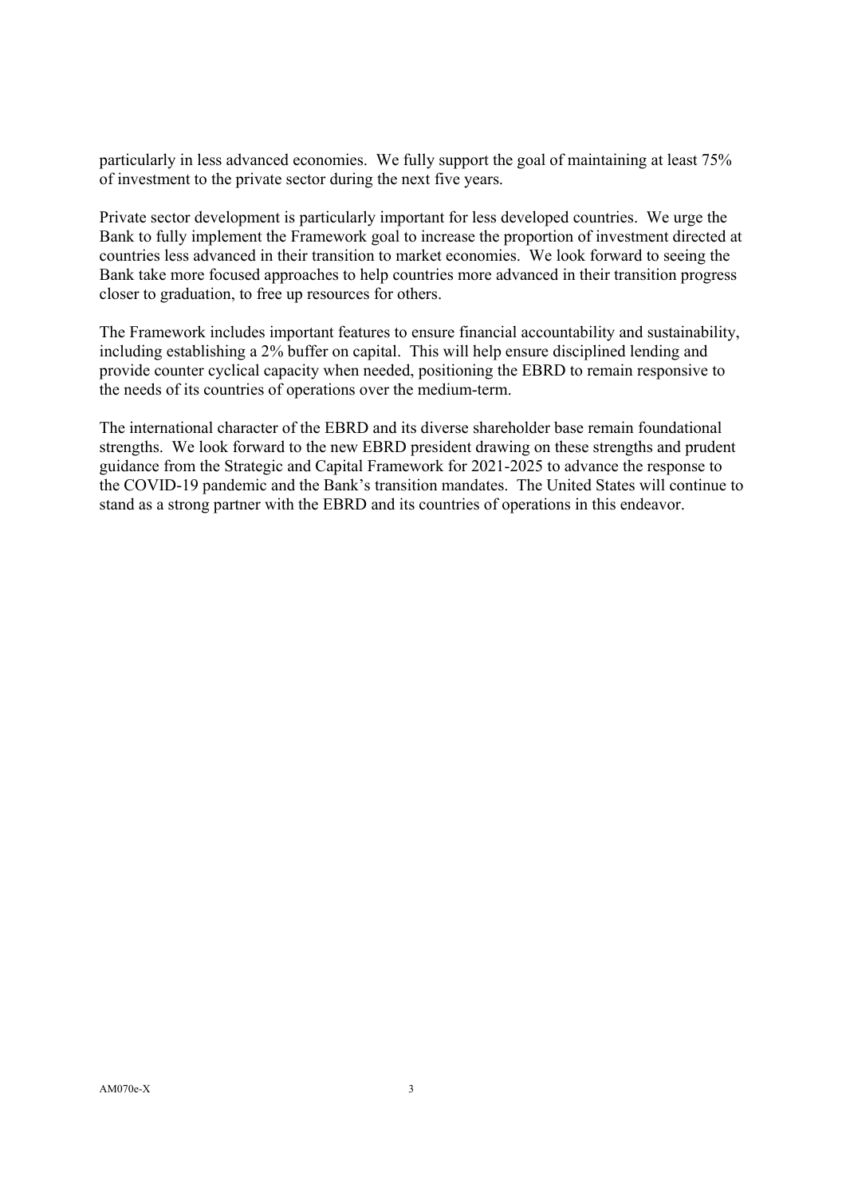particularly in less advanced economies. We fully support the goal of maintaining at least 75% of investment to the private sector during the next five years.

Private sector development is particularly important for less developed countries. We urge the Bank to fully implement the Framework goal to increase the proportion of investment directed at countries less advanced in their transition to market economies. We look forward to seeing the Bank take more focused approaches to help countries more advanced in their transition progress closer to graduation, to free up resources for others.

The Framework includes important features to ensure financial accountability and sustainability, including establishing a 2% buffer on capital. This will help ensure disciplined lending and provide counter cyclical capacity when needed, positioning the EBRD to remain responsive to the needs of its countries of operations over the medium-term.

The international character of the EBRD and its diverse shareholder base remain foundational strengths. We look forward to the new EBRD president drawing on these strengths and prudent guidance from the Strategic and Capital Framework for 2021-2025 to advance the response to the COVID-19 pandemic and the Bank's transition mandates. The United States will continue to stand as a strong partner with the EBRD and its countries of operations in this endeavor.